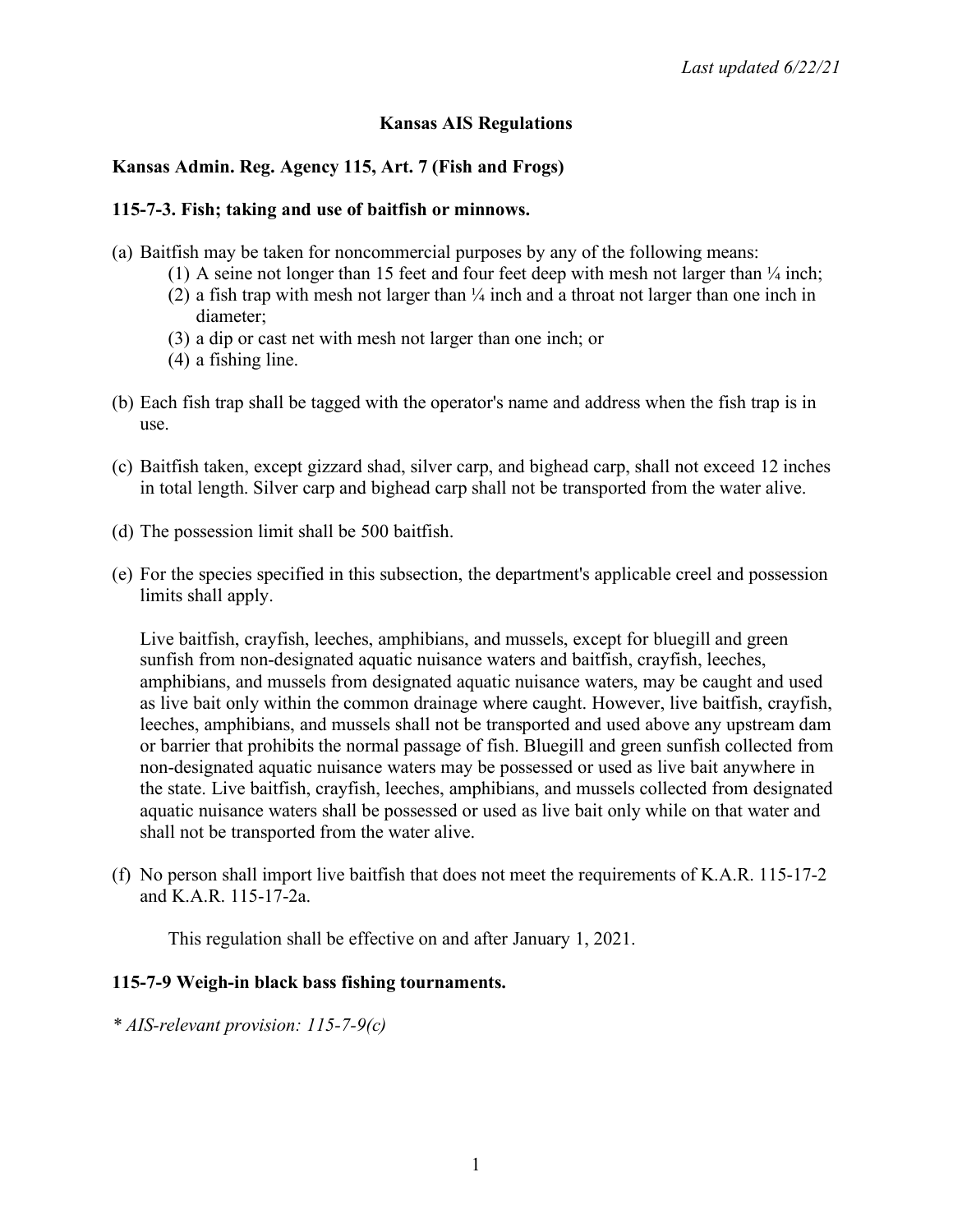*Last updated 6/22/21*

# Kansas AIS Regulations

## Kansas Admin. Reg. Agency 115, Art. 7 (Fish and Frogs)

### 115-7-3. Fish; taking and use of baitfish or minnows.

(a) Baitfish may be taken for noncommercial purposes by any of the following means:
  (1) A seine not longer than 15 feet and four feet deep with mesh not larger than ¼ inch;
  (2) a fish trap with mesh not larger than ¼ inch and a throat not larger than one inch in diameter;
  (3) a dip or cast net with mesh not larger than one inch; or
  (4) a fishing line.

(b) Each fish trap shall be tagged with the operator's name and address when the fish trap is in use.

(c) Baitfish taken, except gizzard shad, silver carp, and bighead carp, shall not exceed 12 inches in total length. Silver carp and bighead carp shall not be transported from the water alive.

(d) The possession limit shall be 500 baitfish.

(e) For the species specified in this subsection, the department's applicable creel and possession limits shall apply.

Live baitfish, crayfish, leeches, amphibians, and mussels, except for bluegill and green sunfish from non-designated aquatic nuisance waters and baitfish, crayfish, leeches, amphibians, and mussels from designated aquatic nuisance waters, may be caught and used as live bait only within the common drainage where caught. However, live baitfish, crayfish, leeches, amphibians, and mussels shall not be transported and used above any upstream dam or barrier that prohibits the normal passage of fish. Bluegill and green sunfish collected from non-designated aquatic nuisance waters may be possessed or used as live bait anywhere in the state. Live baitfish, crayfish, leeches, amphibians, and mussels collected from designated aquatic nuisance waters shall be possessed or used as live bait only while on that water and shall not be transported from the water alive.

(f) No person shall import live baitfish that does not meet the requirements of K.A.R. 115-17-2 and K.A.R. 115-17-2a.

This regulation shall be effective on and after January 1, 2021.

### 115-7-9 Weigh-in black bass fishing tournaments.

*\* AIS-relevant provision: 115-7-9(c)*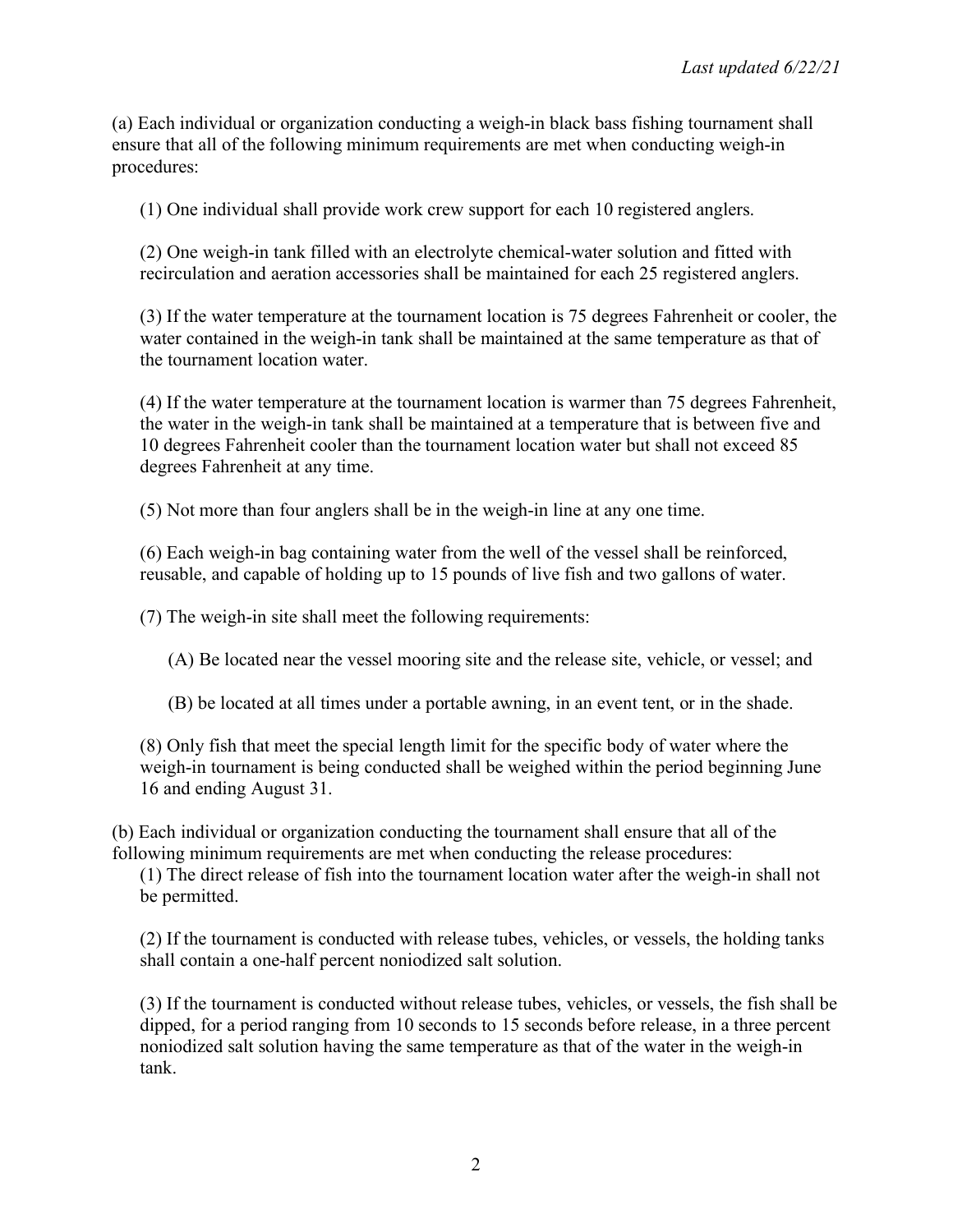(a) Each individual or organization conducting a weigh-in black bass fishing tournament shall ensure that all of the following minimum requirements are met when conducting weigh-in procedures:

(1) One individual shall provide work crew support for each 10 registered anglers.

(2) One weigh-in tank filled with an electrolyte chemical-water solution and fitted with recirculation and aeration accessories shall be maintained for each 25 registered anglers.

(3) If the water temperature at the tournament location is 75 degrees Fahrenheit or cooler, the water contained in the weigh-in tank shall be maintained at the same temperature as that of the tournament location water.

(4) If the water temperature at the tournament location is warmer than 75 degrees Fahrenheit, the water in the weigh-in tank shall be maintained at a temperature that is between five and 10 degrees Fahrenheit cooler than the tournament location water but shall not exceed 85 degrees Fahrenheit at any time.

(5) Not more than four anglers shall be in the weigh-in line at any one time.

(6) Each weigh-in bag containing water from the well of the vessel shall be reinforced, reusable, and capable of holding up to 15 pounds of live fish and two gallons of water.

(7) The weigh-in site shall meet the following requirements:

(A) Be located near the vessel mooring site and the release site, vehicle, or vessel; and

(B) be located at all times under a portable awning, in an event tent, or in the shade.

(8) Only fish that meet the special length limit for the specific body of water where the weigh-in tournament is being conducted shall be weighed within the period beginning June 16 and ending August 31.

(b) Each individual or organization conducting the tournament shall ensure that all of the following minimum requirements are met when conducting the release procedures:

(1) The direct release of fish into the tournament location water after the weigh-in shall not be permitted.

(2) If the tournament is conducted with release tubes, vehicles, or vessels, the holding tanks shall contain a one-half percent noniodized salt solution.

(3) If the tournament is conducted without release tubes, vehicles, or vessels, the fish shall be dipped, for a period ranging from 10 seconds to 15 seconds before release, in a three percent noniodized salt solution having the same temperature as that of the water in the weigh-in tank.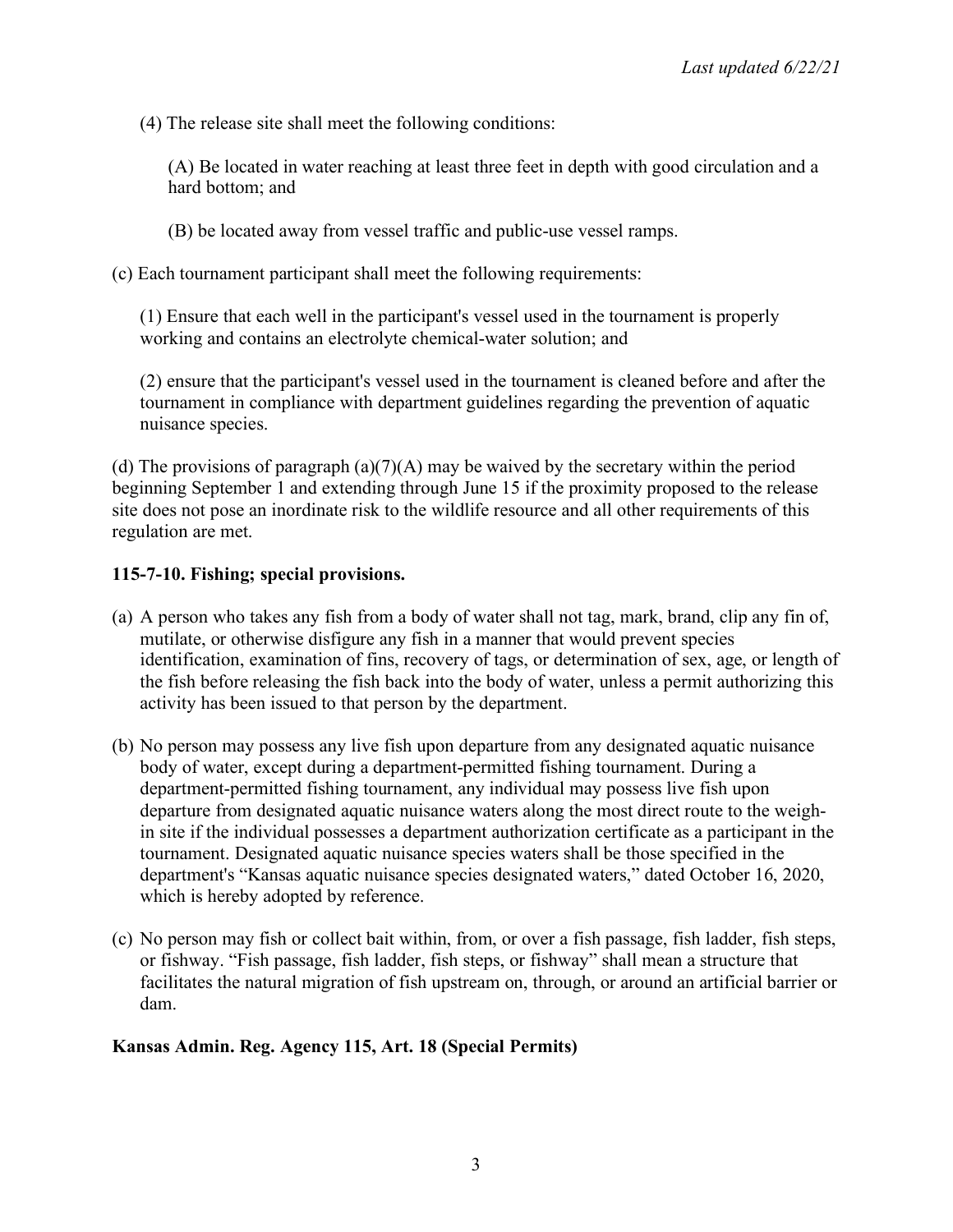(4) The release site shall meet the following conditions:

(A) Be located in water reaching at least three feet in depth with good circulation and a hard bottom; and

(B) be located away from vessel traffic and public-use vessel ramps.

(c) Each tournament participant shall meet the following requirements:

(1) Ensure that each well in the participant's vessel used in the tournament is properly working and contains an electrolyte chemical-water solution; and

(2) ensure that the participant's vessel used in the tournament is cleaned before and after the tournament in compliance with department guidelines regarding the prevention of aquatic nuisance species.

(d) The provisions of paragraph (a)(7)(A) may be waived by the secretary within the period beginning September 1 and extending through June 15 if the proximity proposed to the release site does not pose an inordinate risk to the wildlife resource and all other requirements of this regulation are met.

**115-7-10. Fishing; special provisions.**

(a) A person who takes any fish from a body of water shall not tag, mark, brand, clip any fin of, mutilate, or otherwise disfigure any fish in a manner that would prevent species identification, examination of fins, recovery of tags, or determination of sex, age, or length of the fish before releasing the fish back into the body of water, unless a permit authorizing this activity has been issued to that person by the department.

(b) No person may possess any live fish upon departure from any designated aquatic nuisance body of water, except during a department-permitted fishing tournament. During a department-permitted fishing tournament, any individual may possess live fish upon departure from designated aquatic nuisance waters along the most direct route to the weigh-in site if the individual possesses a department authorization certificate as a participant in the tournament. Designated aquatic nuisance species waters shall be those specified in the department's "Kansas aquatic nuisance species designated waters," dated October 16, 2020, which is hereby adopted by reference.

(c) No person may fish or collect bait within, from, or over a fish passage, fish ladder, fish steps, or fishway. "Fish passage, fish ladder, fish steps, or fishway" shall mean a structure that facilitates the natural migration of fish upstream on, through, or around an artificial barrier or dam.

**Kansas Admin. Reg. Agency 115, Art. 18 (Special Permits)**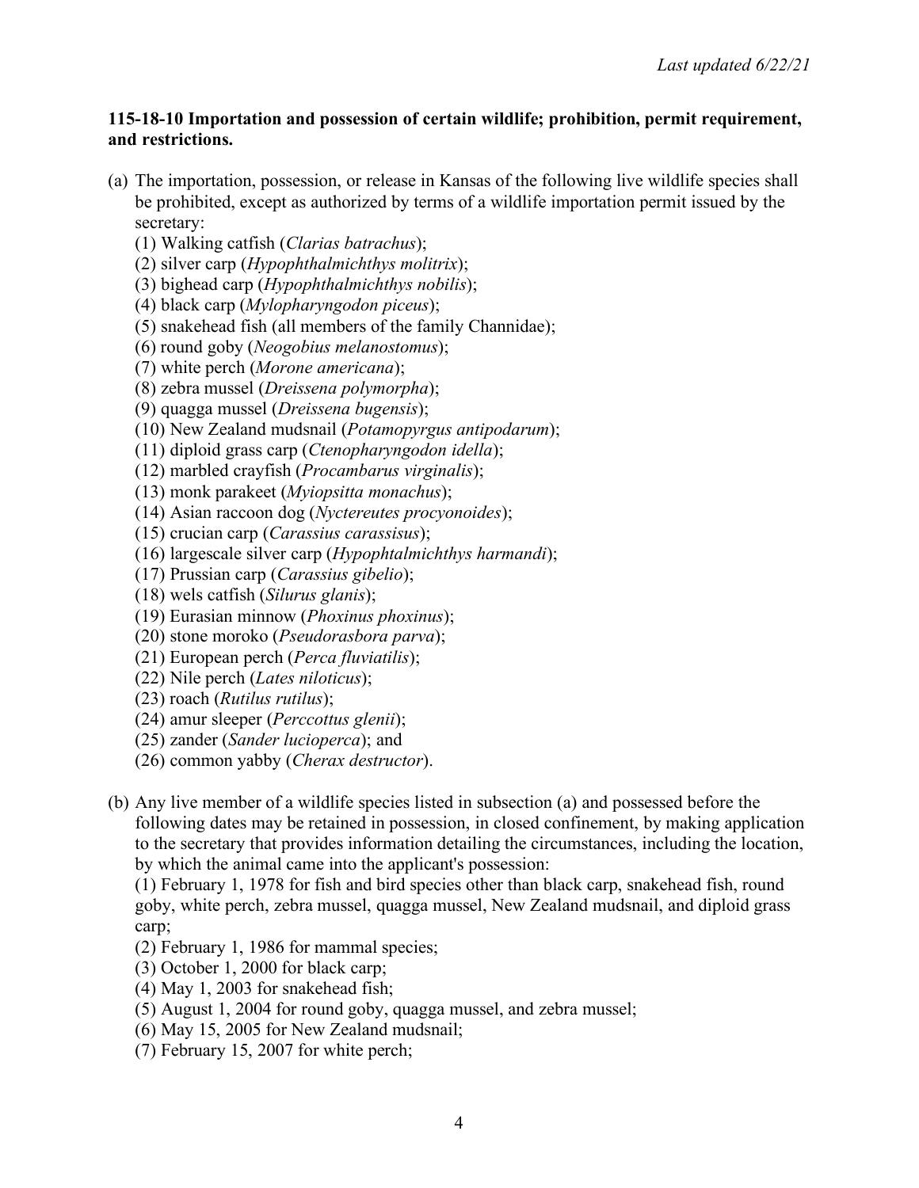*Last updated 6/22/21*

**115-18-10 Importation and possession of certain wildlife; prohibition, permit requirement, and restrictions.**

(a) The importation, possession, or release in Kansas of the following live wildlife species shall be prohibited, except as authorized by terms of a wildlife importation permit issued by the secretary:

(1) Walking catfish (*Clarias batrachus*);
(2) silver carp (*Hypophthalmichthys molitrix*);
(3) bighead carp (*Hypophthalmichthys nobilis*);
(4) black carp (*Mylopharyngodon piceus*);
(5) snakehead fish (all members of the family Channidae);
(6) round goby (*Neogobius melanostomus*);
(7) white perch (*Morone americana*);
(8) zebra mussel (*Dreissena polymorpha*);
(9) quagga mussel (*Dreissena bugensis*);
(10) New Zealand mudsnail (*Potamopyrgus antipodarum*);
(11) diploid grass carp (*Ctenopharyngodon idella*);
(12) marbled crayfish (*Procambarus virginalis*);
(13) monk parakeet (*Myiopsitta monachus*);
(14) Asian raccoon dog (*Nyctereutes procyonoides*);
(15) crucian carp (*Carassius carassisus*);
(16) largescale silver carp (*Hypophtalmichthys harmandi*);
(17) Prussian carp (*Carassius gibelio*);
(18) wels catfish (*Silurus glanis*);
(19) Eurasian minnow (*Phoxinus phoxinus*);
(20) stone moroko (*Pseudorasbora parva*);
(21) European perch (*Perca fluviatilis*);
(22) Nile perch (*Lates niloticus*);
(23) roach (*Rutilus rutilus*);
(24) amur sleeper (*Perccottus glenii*);
(25) zander (*Sander lucioperca*); and
(26) common yabby (*Cherax destructor*).

(b) Any live member of a wildlife species listed in subsection (a) and possessed before the following dates may be retained in possession, in closed confinement, by making application to the secretary that provides information detailing the circumstances, including the location, by which the animal came into the applicant's possession:

(1) February 1, 1978 for fish and bird species other than black carp, snakehead fish, round goby, white perch, zebra mussel, quagga mussel, New Zealand mudsnail, and diploid grass carp;
(2) February 1, 1986 for mammal species;
(3) October 1, 2000 for black carp;
(4) May 1, 2003 for snakehead fish;
(5) August 1, 2004 for round goby, quagga mussel, and zebra mussel;
(6) May 15, 2005 for New Zealand mudsnail;
(7) February 15, 2007 for white perch;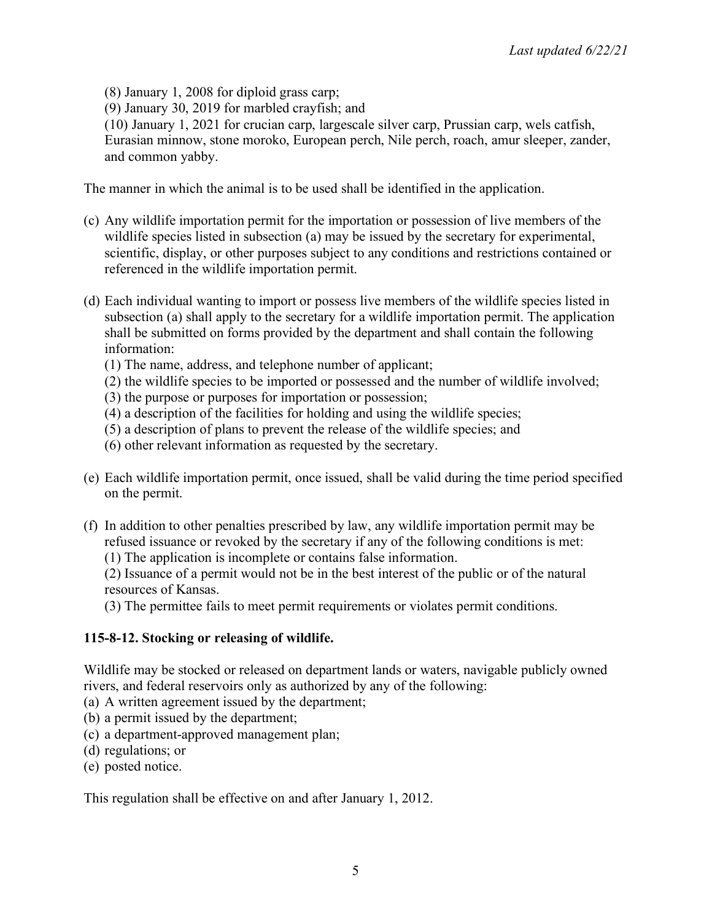(8) January 1, 2008 for diploid grass carp;
(9) January 30, 2019 for marbled crayfish; and
(10) January 1, 2021 for crucian carp, largescale silver carp, Prussian carp, wels catfish, Eurasian minnow, stone moroko, European perch, Nile perch, roach, amur sleeper, zander, and common yabby.

The manner in which the animal is to be used shall be identified in the application.

(c) Any wildlife importation permit for the importation or possession of live members of the wildlife species listed in subsection (a) may be issued by the secretary for experimental, scientific, display, or other purposes subject to any conditions and restrictions contained or referenced in the wildlife importation permit.

(d) Each individual wanting to import or possess live members of the wildlife species listed in subsection (a) shall apply to the secretary for a wildlife importation permit. The application shall be submitted on forms provided by the department and shall contain the following information:
(1) The name, address, and telephone number of applicant;
(2) the wildlife species to be imported or possessed and the number of wildlife involved;
(3) the purpose or purposes for importation or possession;
(4) a description of the facilities for holding and using the wildlife species;
(5) a description of plans to prevent the release of the wildlife species; and
(6) other relevant information as requested by the secretary.

(e) Each wildlife importation permit, once issued, shall be valid during the time period specified on the permit.

(f) In addition to other penalties prescribed by law, any wildlife importation permit may be refused issuance or revoked by the secretary if any of the following conditions is met:
(1) The application is incomplete or contains false information.
(2) Issuance of a permit would not be in the best interest of the public or of the natural resources of Kansas.
(3) The permittee fails to meet permit requirements or violates permit conditions.

**115-8-12. Stocking or releasing of wildlife.**

Wildlife may be stocked or released on department lands or waters, navigable publicly owned rivers, and federal reservoirs only as authorized by any of the following:
(a) A written agreement issued by the department;
(b) a permit issued by the department;
(c) a department-approved management plan;
(d) regulations; or
(e) posted notice.

This regulation shall be effective on and after January 1, 2012.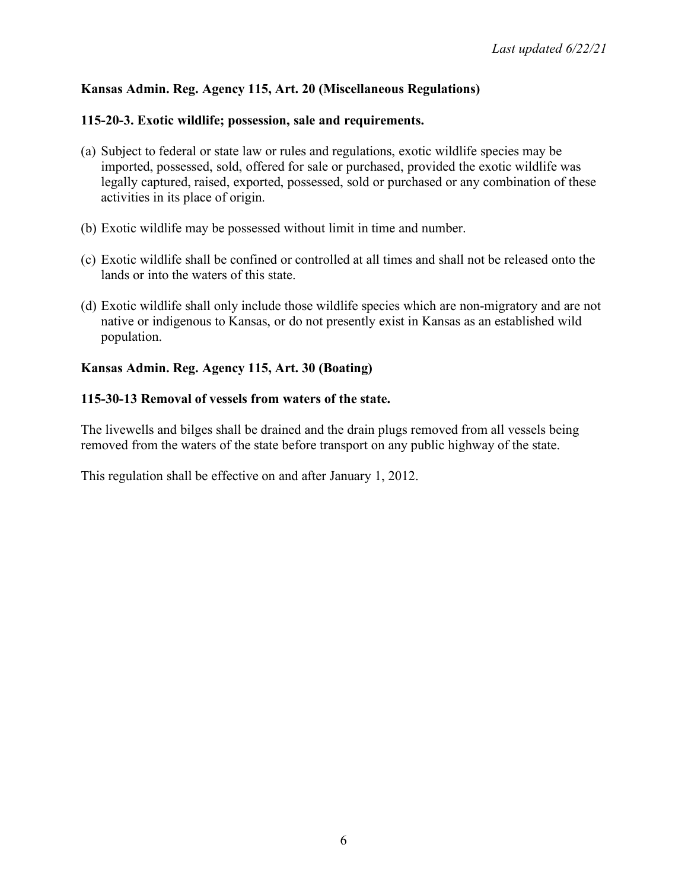**Kansas Admin. Reg. Agency 115, Art. 20 (Miscellaneous Regulations)**

**115-20-3. Exotic wildlife; possession, sale and requirements.**

(a) Subject to federal or state law or rules and regulations, exotic wildlife species may be imported, possessed, sold, offered for sale or purchased, provided the exotic wildlife was legally captured, raised, exported, possessed, sold or purchased or any combination of these activities in its place of origin.

(b) Exotic wildlife may be possessed without limit in time and number.

(c) Exotic wildlife shall be confined or controlled at all times and shall not be released onto the lands or into the waters of this state.

(d) Exotic wildlife shall only include those wildlife species which are non-migratory and are not native or indigenous to Kansas, or do not presently exist in Kansas as an established wild population.

**Kansas Admin. Reg. Agency 115, Art. 30 (Boating)**

**115-30-13 Removal of vessels from waters of the state.**

The livewells and bilges shall be drained and the drain plugs removed from all vessels being removed from the waters of the state before transport on any public highway of the state.

This regulation shall be effective on and after January 1, 2012.